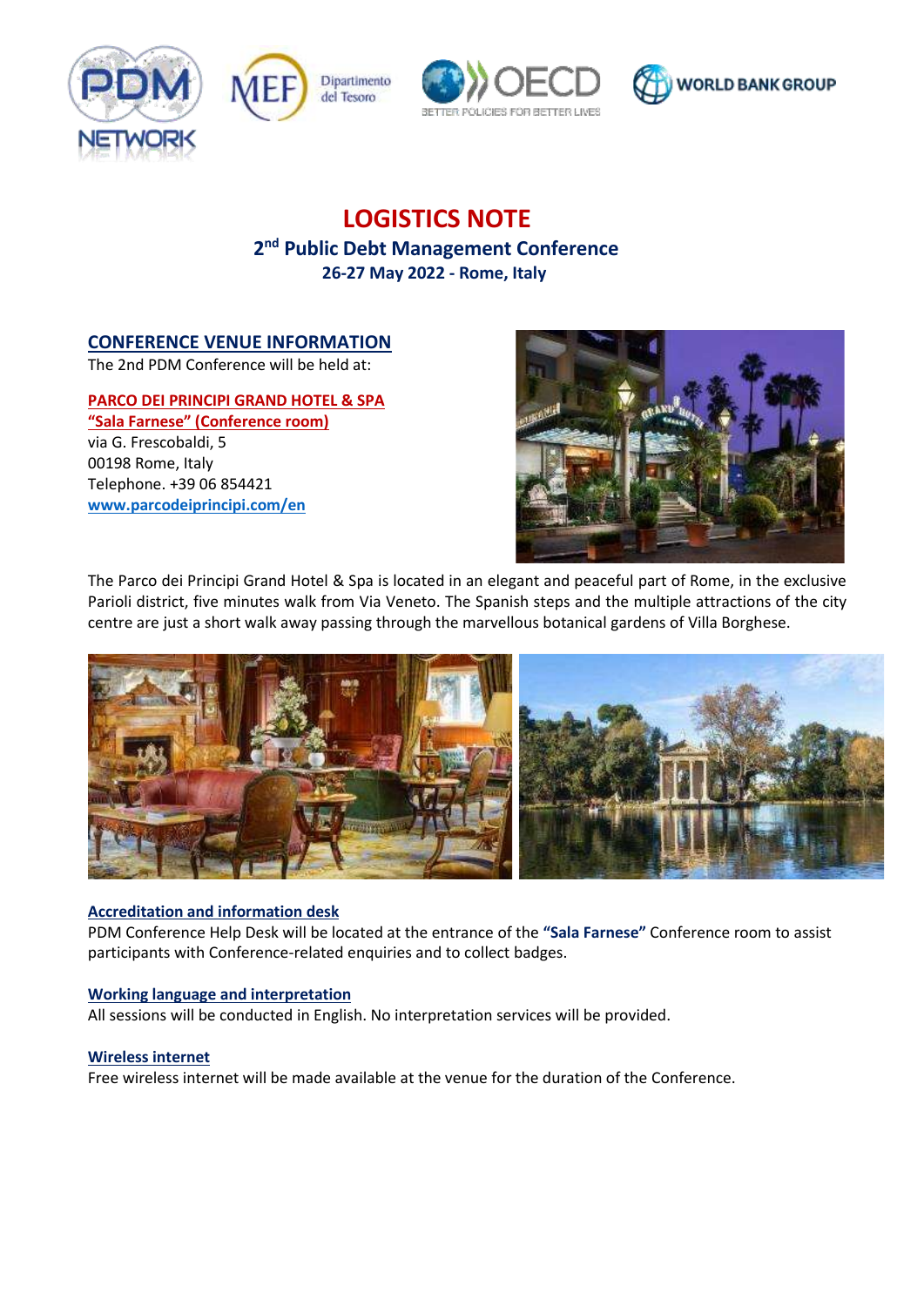# LOGISTICS NOTE

## 2nd Public Debt Management Conference

**26-27 May 2022 - Rome, Italy**

## CONFERENCE VENUE INFORMATION

The 2nd PDM Conference will be held at:

**PARCO DEI PRINCIPI GRAND HOTEL & SPA**
**"Sala Farnese" (Conference room)**
via G. Frescobaldi, 5
00198 Rome, Italy
Telephone. +39 06 854421
**www.parcodeiprincipi.com/en**

The Parco dei Principi Grand Hotel & Spa is located in an elegant and peaceful part of Rome, in the exclusive Parioli district, five minutes walk from Via Veneto. The Spanish steps and the multiple attractions of the city centre are just a short walk away passing through the marvellous botanical gardens of Villa Borghese.

### Accreditation and information desk

PDM Conference Help Desk will be located at the entrance of the **"Sala Farnese"** Conference room to assist participants with Conference-related enquiries and to collect badges.

### Working language and interpretation

All sessions will be conducted in English. No interpretation services will be provided.

### Wireless internet

Free wireless internet will be made available at the venue for the duration of the Conference.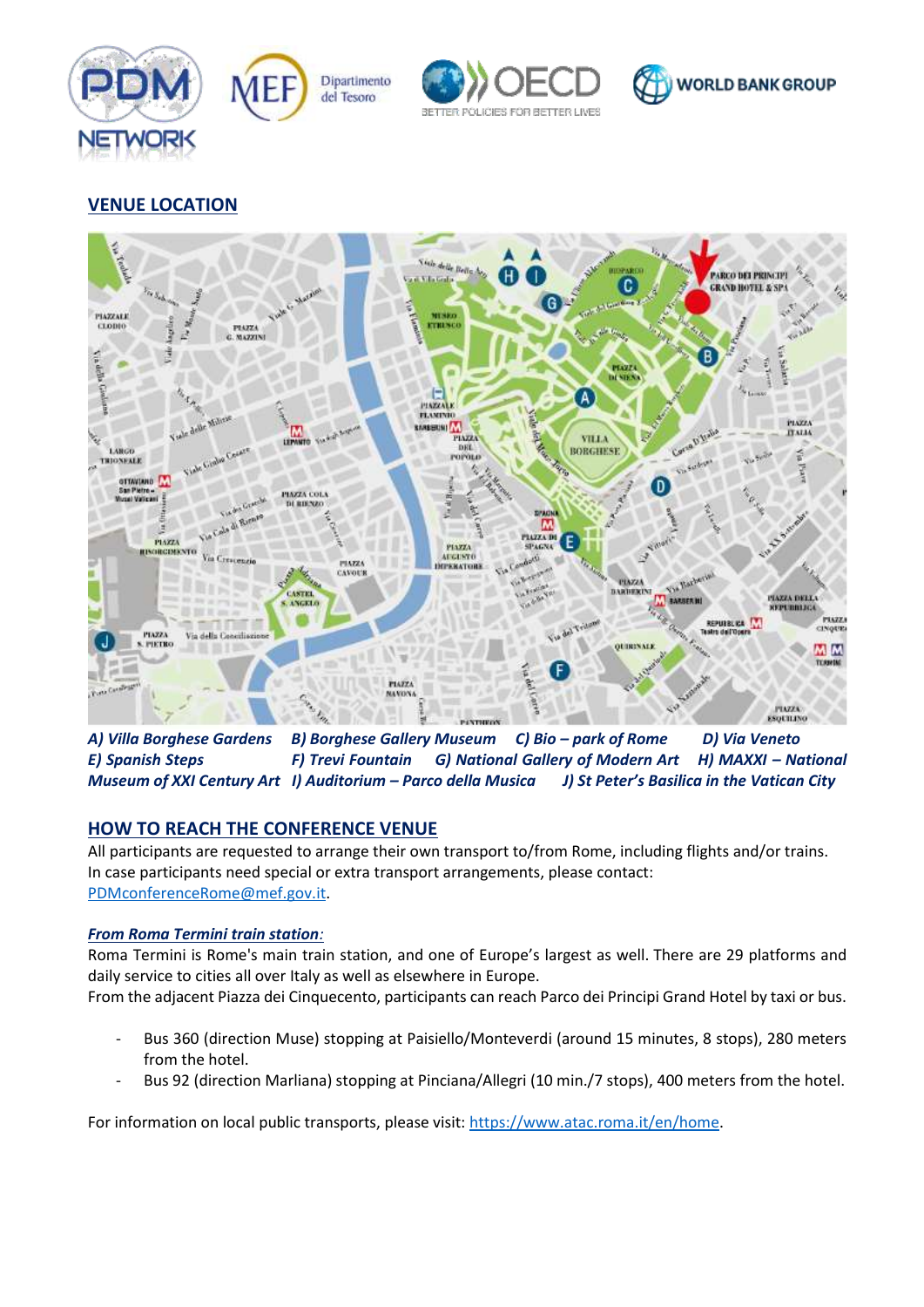## VENUE LOCATION

***A) Villa Borghese Gardens B) Borghese Gallery Museum C) Bio – park of Rome D) Via Veneto E) Spanish Steps F) Trevi Fountain G) National Gallery of Modern Art H) MAXXI – National Museum of XXI Century Art I) Auditorium – Parco della Musica J) St Peter's Basilica in the Vatican City***

## HOW TO REACH THE CONFERENCE VENUE

All participants are requested to arrange their own transport to/from Rome, including flights and/or trains. In case participants need special or extra transport arrangements, please contact: PDMconferenceRome@mef.gov.it.

***From Roma Termini train station:***

Roma Termini is Rome's main train station, and one of Europe's largest as well. There are 29 platforms and daily service to cities all over Italy as well as elsewhere in Europe.
From the adjacent Piazza dei Cinquecento, participants can reach Parco dei Principi Grand Hotel by taxi or bus.

- Bus 360 (direction Muse) stopping at Paisiello/Monteverdi (around 15 minutes, 8 stops), 280 meters from the hotel.
- Bus 92 (direction Marliana) stopping at Pinciana/Allegri (10 min./7 stops), 400 meters from the hotel.

For information on local public transports, please visit: https://www.atac.roma.it/en/home.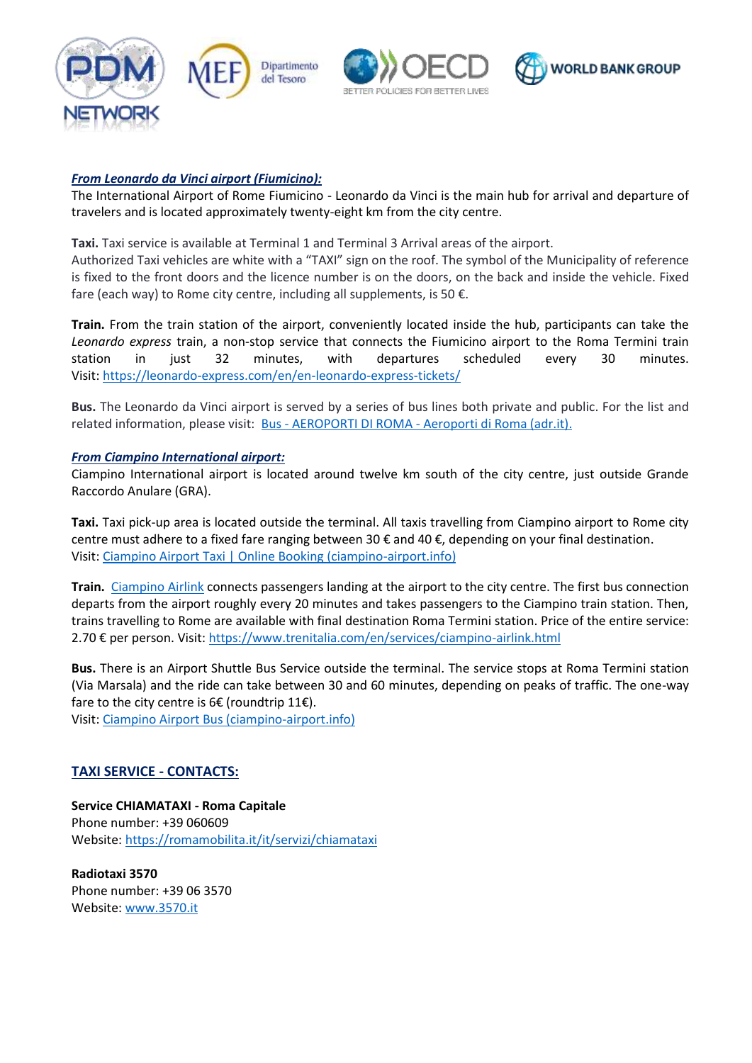***From Leonardo da Vinci airport (Fiumicino):***

The International Airport of Rome Fiumicino - Leonardo da Vinci is the main hub for arrival and departure of travelers and is located approximately twenty-eight km from the city centre.

**Taxi.** Taxi service is available at Terminal 1 and Terminal 3 Arrival areas of the airport.
Authorized Taxi vehicles are white with a "TAXI" sign on the roof. The symbol of the Municipality of reference is fixed to the front doors and the licence number is on the doors, on the back and inside the vehicle. Fixed fare (each way) to Rome city centre, including all supplements, is 50 €.

**Train.** From the train station of the airport, conveniently located inside the hub, participants can take the *Leonardo express* train, a non-stop service that connects the Fiumicino airport to the Roma Termini train station in just 32 minutes, with departures scheduled every 30 minutes. Visit: https://leonardo-express.com/en/en-leonardo-express-tickets/

**Bus.** The Leonardo da Vinci airport is served by a series of bus lines both private and public. For the list and related information, please visit: Bus - AEROPORTI DI ROMA - Aeroporti di Roma (adr.it).

***From Ciampino International airport:***

Ciampino International airport is located around twelve km south of the city centre, just outside Grande Raccordo Anulare (GRA).

**Taxi.** Taxi pick-up area is located outside the terminal. All taxis travelling from Ciampino airport to Rome city centre must adhere to a fixed fare ranging between 30 € and 40 €, depending on your final destination.
Visit: Ciampino Airport Taxi | Online Booking (ciampino-airport.info)

**Train.** Ciampino Airlink connects passengers landing at the airport to the city centre. The first bus connection departs from the airport roughly every 20 minutes and takes passengers to the Ciampino train station. Then, trains travelling to Rome are available with final destination Roma Termini station. Price of the entire service: 2.70 € per person. Visit: https://www.trenitalia.com/en/services/ciampino-airlink.html

**Bus.** There is an Airport Shuttle Bus Service outside the terminal. The service stops at Roma Termini station (Via Marsala) and the ride can take between 30 and 60 minutes, depending on peaks of traffic. The one-way fare to the city centre is 6€ (roundtrip 11€).
Visit: Ciampino Airport Bus (ciampino-airport.info)

## TAXI SERVICE - CONTACTS:

**Service CHIAMATAXI - Roma Capitale**
Phone number: +39 060609
Website: https://romamobilita.it/it/servizi/chiamataxi

**Radiotaxi 3570**
Phone number: +39 06 3570
Website: www.3570.it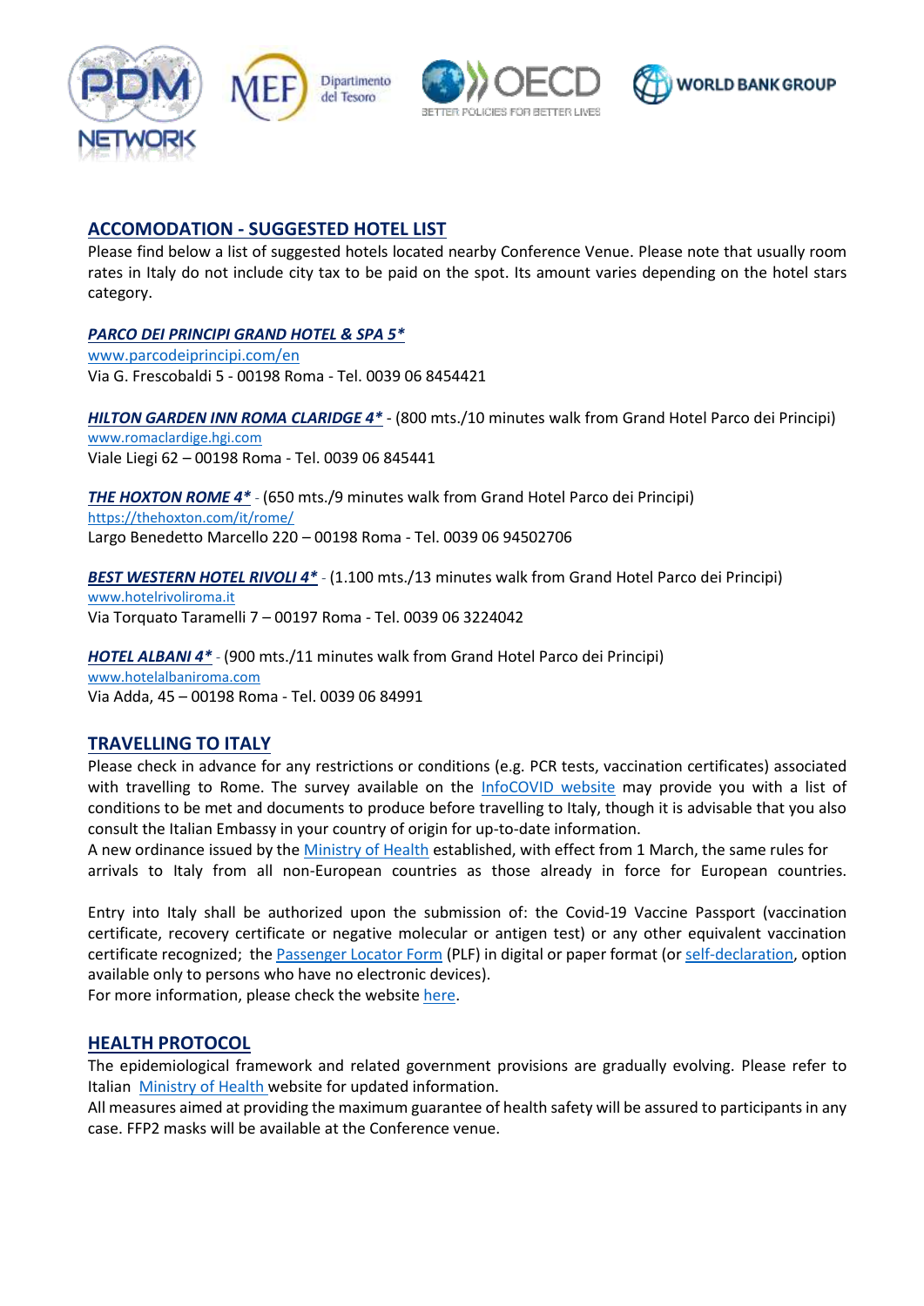## ACCOMODATION - SUGGESTED HOTEL LIST

Please find below a list of suggested hotels located nearby Conference Venue. Please note that usually room rates in Italy do not include city tax to be paid on the spot. Its amount varies depending on the hotel stars category.

***PARCO DEI PRINCIPI GRAND HOTEL & SPA 5****
www.parcodeiprincipi.com/en
Via G. Frescobaldi 5 - 00198 Roma - Tel. 0039 06 8454421

***HILTON GARDEN INN ROMA CLARIDGE 4**** - (800 mts./10 minutes walk from Grand Hotel Parco dei Principi)
www.romaclardige.hgi.com
Viale Liegi 62 – 00198 Roma - Tel. 0039 06 845441

***THE HOXTON ROME 4**** - (650 mts./9 minutes walk from Grand Hotel Parco dei Principi)
https://thehoxton.com/it/rome/
Largo Benedetto Marcello 220 – 00198 Roma - Tel. 0039 06 94502706

***BEST WESTERN HOTEL RIVOLI 4**** - (1.100 mts./13 minutes walk from Grand Hotel Parco dei Principi)
www.hotelrivoliroma.it
Via Torquato Taramelli 7 – 00197 Roma - Tel. 0039 06 3224042

***HOTEL ALBANI 4**** - (900 mts./11 minutes walk from Grand Hotel Parco dei Principi)
www.hotelalbaniroma.com
Via Adda, 45 – 00198 Roma - Tel. 0039 06 84991

## TRAVELLING TO ITALY

Please check in advance for any restrictions or conditions (e.g. PCR tests, vaccination certificates) associated with travelling to Rome. The survey available on the InfoCOVID website may provide you with a list of conditions to be met and documents to produce before travelling to Italy, though it is advisable that you also consult the Italian Embassy in your country of origin for up-to-date information.
A new ordinance issued by the Ministry of Health established, with effect from 1 March, the same rules for arrivals to Italy from all non-European countries as those already in force for European countries.

Entry into Italy shall be authorized upon the submission of: the Covid-19 Vaccine Passport (vaccination certificate, recovery certificate or negative molecular or antigen test) or any other equivalent vaccination certificate recognized; the Passenger Locator Form (PLF) in digital or paper format (or self-declaration, option available only to persons who have no electronic devices).
For more information, please check the website here.

## HEALTH PROTOCOL

The epidemiological framework and related government provisions are gradually evolving. Please refer to Italian Ministry of Health website for updated information.
All measures aimed at providing the maximum guarantee of health safety will be assured to participants in any case. FFP2 masks will be available at the Conference venue.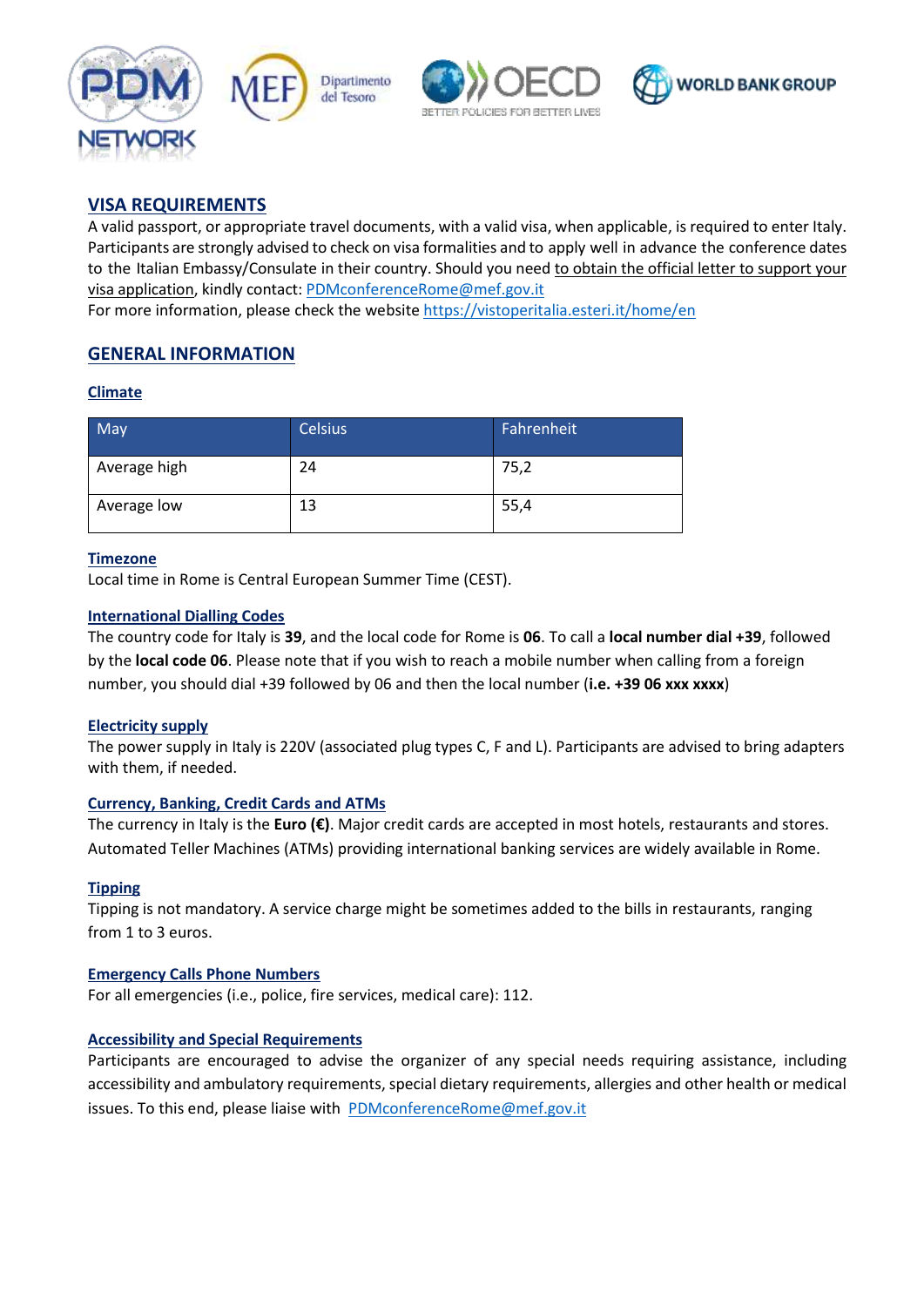## VISA REQUIREMENTS

A valid passport, or appropriate travel documents, with a valid visa, when applicable, is required to enter Italy. Participants are strongly advised to check on visa formalities and to apply well in advance the conference dates to the Italian Embassy/Consulate in their country. Should you need to obtain the official letter to support your visa application, kindly contact: PDMconferenceRome@mef.gov.it

For more information, please check the website https://vistoperitalia.esteri.it/home/en

## GENERAL INFORMATION

### Climate

| May | Celsius | Fahrenheit |
|---|---|---|
| Average high | 24 | 75,2 |
| Average low | 13 | 55,4 |

### Timezone

Local time in Rome is Central European Summer Time (CEST).

### International Dialling Codes

The country code for Italy is **39**, and the local code for Rome is **06**. To call a **local number dial +39**, followed by the **local code 06**. Please note that if you wish to reach a mobile number when calling from a foreign number, you should dial +39 followed by 06 and then the local number (**i.e. +39 06 xxx xxxx**)

### Electricity supply

The power supply in Italy is 220V (associated plug types C, F and L). Participants are advised to bring adapters with them, if needed.

### Currency, Banking, Credit Cards and ATMs

The currency in Italy is the **Euro (€)**. Major credit cards are accepted in most hotels, restaurants and stores. Automated Teller Machines (ATMs) providing international banking services are widely available in Rome.

### Tipping

Tipping is not mandatory. A service charge might be sometimes added to the bills in restaurants, ranging from 1 to 3 euros.

### Emergency Calls Phone Numbers

For all emergencies (i.e., police, fire services, medical care): 112.

### Accessibility and Special Requirements

Participants are encouraged to advise the organizer of any special needs requiring assistance, including accessibility and ambulatory requirements, special dietary requirements, allergies and other health or medical issues. To this end, please liaise with PDMconferenceRome@mef.gov.it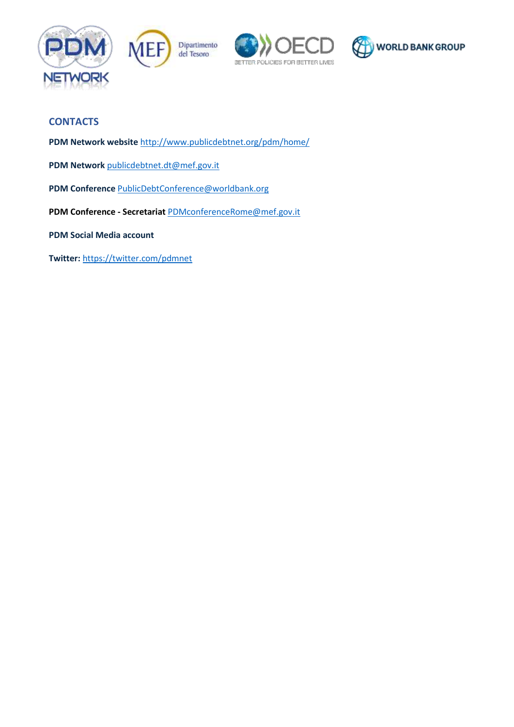## CONTACTS

**PDM Network website** http://www.publicdebtnet.org/pdm/home/

**PDM Network** publicdebtnet.dt@mef.gov.it

**PDM Conference** PublicDebtConference@worldbank.org

**PDM Conference - Secretariat** PDMconferenceRome@mef.gov.it

**PDM Social Media account**

**Twitter:** https://twitter.com/pdmnet